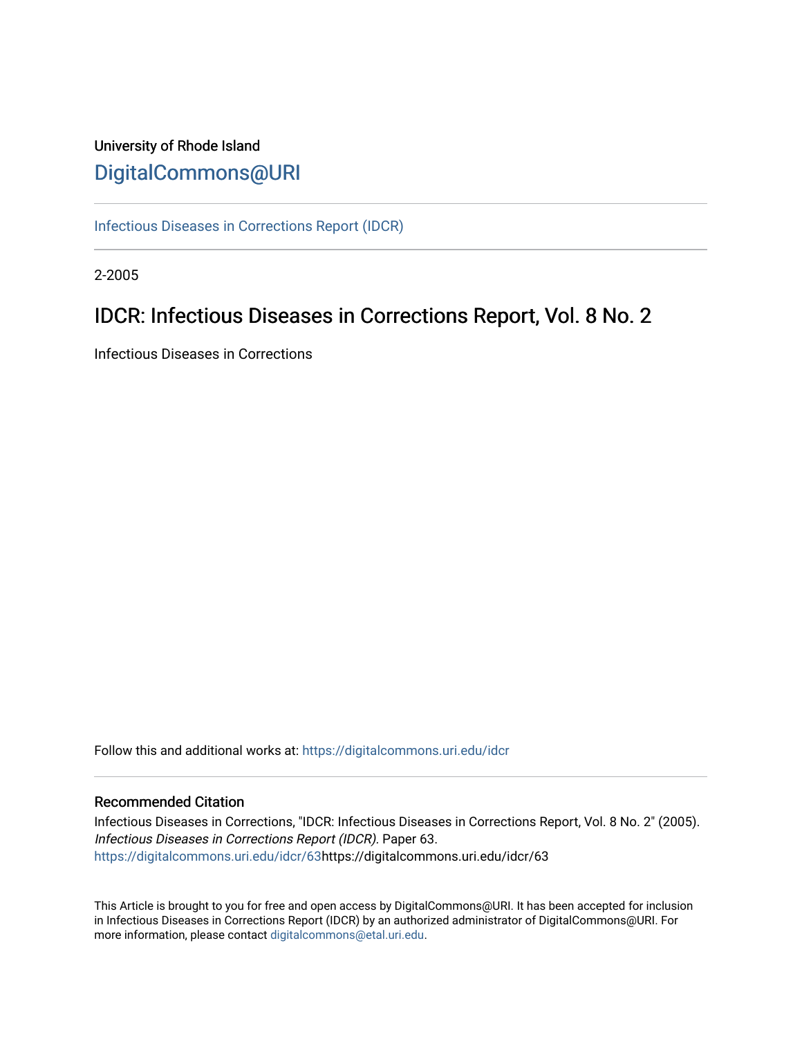University of Rhode Island

# DigitalCommons@URI

Infectious Diseases in Corrections Report (IDCR)

2-2005

## IDCR: Infectious Diseases in Corrections Report, Vol. 8 No. 2

Infectious Diseases in Corrections

Follow this and additional works at: https://digitalcommons.uri.edu/idcr

### Recommended Citation

Infectious Diseases in Corrections, "IDCR: Infectious Diseases in Corrections Report, Vol. 8 No. 2" (2005). *Infectious Diseases in Corrections Report (IDCR)*. Paper 63.
https://digitalcommons.uri.edu/idcr/63https://digitalcommons.uri.edu/idcr/63

This Article is brought to you for free and open access by DigitalCommons@URI. It has been accepted for inclusion in Infectious Diseases in Corrections Report (IDCR) by an authorized administrator of DigitalCommons@URI. For more information, please contact digitalcommons@etal.uri.edu.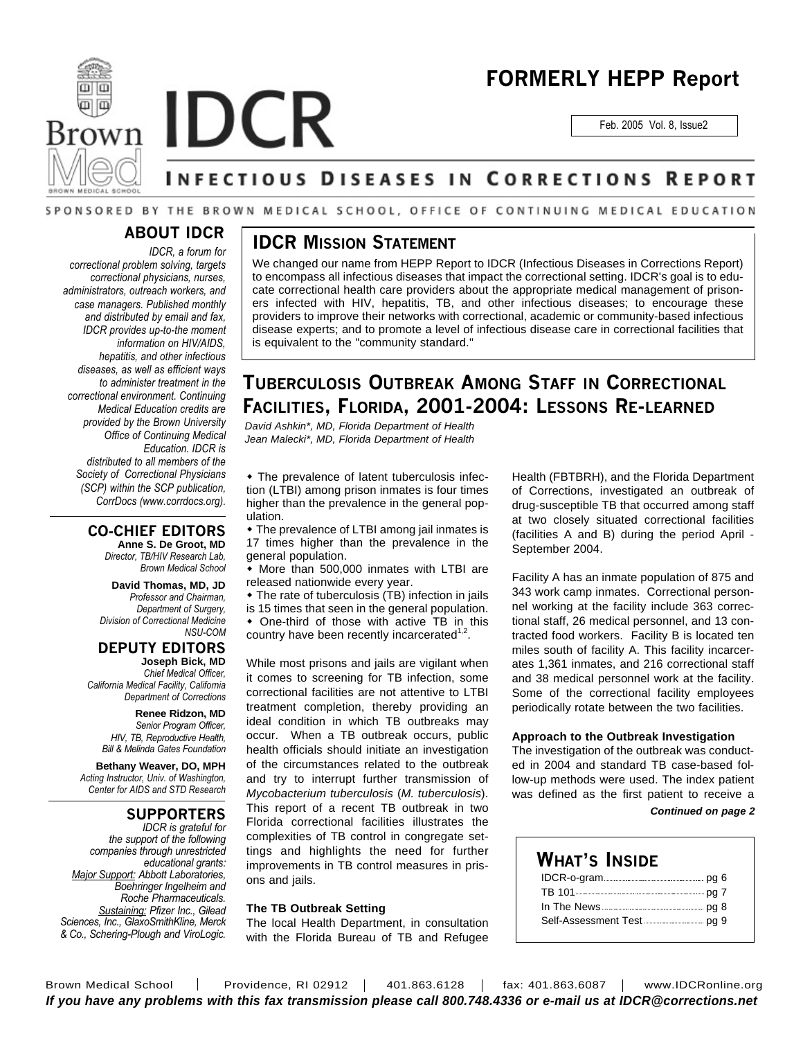# FORMERLY HEPP Report

Feb. 2005 Vol. 8, Issue2

# IDCR

## INFECTIOUS DISEASES IN CORRECTIONS REPORT

SPONSORED BY THE BROWN MEDICAL SCHOOL, OFFICE OF CONTINUING MEDICAL EDUCATION

### ABOUT IDCR

*IDCR, a forum for correctional problem solving, targets correctional physicians, nurses, administrators, outreach workers, and case managers. Published monthly and distributed by email and fax, IDCR provides up-to-the moment information on HIV/AIDS, hepatitis, and other infectious diseases, as well as efficient ways to administer treatment in the correctional environment. Continuing Medical Education credits are provided by the Brown University Office of Continuing Medical Education. IDCR is distributed to all members of the Society of Correctional Physicians (SCP) within the SCP publication, CorrDocs (www.corrdocs.org).*

### CO-CHIEF EDITORS

**Anne S. De Groot, MD**
*Director, TB/HIV Research Lab, Brown Medical School*

**David Thomas, MD, JD**
*Professor and Chairman, Department of Surgery, Division of Correctional Medicine NSU-COM*

### DEPUTY EDITORS

**Joseph Bick, MD**
*Chief Medical Officer, California Medical Facility, California Department of Corrections*

**Renee Ridzon, MD**
*Senior Program Officer, HIV, TB, Reproductive Health, Bill & Melinda Gates Foundation*

**Bethany Weaver, DO, MPH**
*Acting Instructor, Univ. of Washington, Center for AIDS and STD Research*

### SUPPORTERS

*IDCR is grateful for the support of the following companies through unrestricted educational grants:*
*Major Support: Abbott Laboratories, Boehringer Ingelheim and Roche Pharmaceuticals.*
*Sustaining: Pfizer Inc., Gilead Sciences, Inc., GlaxoSmithKline, Merck & Co., Schering-Plough and ViroLogic.*

## IDCR MISSION STATEMENT

We changed our name from HEPP Report to IDCR (Infectious Diseases in Corrections Report) to encompass all infectious diseases that impact the correctional setting. IDCR's goal is to educate correctional health care providers about the appropriate medical management of prisoners infected with HIV, hepatitis, TB, and other infectious diseases; to encourage these providers to improve their networks with correctional, academic or community-based infectious disease experts; and to promote a level of infectious disease care in correctional facilities that is equivalent to the "community standard."

## TUBERCULOSIS OUTBREAK AMONG STAFF IN CORRECTIONAL FACILITIES, FLORIDA, 2001-2004: LESSONS RE-LEARNED

*David Ashkin\*, MD, Florida Department of Health*
*Jean Malecki\*, MD, Florida Department of Health*

- The prevalence of latent tuberculosis infection (LTBI) among prison inmates is four times higher than the prevalence in the general population.
- The prevalence of LTBI among jail inmates is 17 times higher than the prevalence in the general population.
- More than 500,000 inmates with LTBI are released nationwide every year.
- The rate of tuberculosis (TB) infection in jails is 15 times that seen in the general population.
- One-third of those with active TB in this country have been recently incarcerated[1,2].

While most prisons and jails are vigilant when it comes to screening for TB infection, some correctional facilities are not attentive to LTBI treatment completion, thereby providing an ideal condition in which TB outbreaks may occur. When a TB outbreak occurs, public health officials should initiate an investigation of the circumstances related to the outbreak and try to interrupt further transmission of *Mycobacterium tuberculosis* (*M. tuberculosis*). This report of a recent TB outbreak in two Florida correctional facilities illustrates the complexities of TB control in congregate settings and highlights the need for further improvements in TB control measures in prisons and jails.

**The TB Outbreak Setting**

The local Health Department, in consultation with the Florida Bureau of TB and Refugee Health (FBTBRH), and the Florida Department of Corrections, investigated an outbreak of drug-susceptible TB that occurred among staff at two closely situated correctional facilities (facilities A and B) during the period April - September 2004.

Facility A has an inmate population of 875 and 343 work camp inmates. Correctional personnel working at the facility include 363 correctional staff, 26 medical personnel, and 13 contracted food workers. Facility B is located ten miles south of facility A. This facility incarcerates 1,361 inmates, and 216 correctional staff and 38 medical personnel work at the facility. Some of the correctional facility employees periodically rotate between the two facilities.

**Approach to the Outbreak Investigation**

The investigation of the outbreak was conducted in 2004 and standard TB case-based follow-up methods were used. The index patient was defined as the first patient to receive a

***Continued on page 2***

## WHAT'S INSIDE

- IDCR-o-gram ... pg 6
- TB 101 ... pg 7
- In The News ... pg 8
- Self-Assessment Test ... pg 9

Brown Medical School | Providence, RI 02912 | 401.863.6128 | fax: 401.863.6087 | www.IDCRonline.org

***If you have any problems with this fax transmission please call 800.748.4336 or e-mail us at IDCR@corrections.net***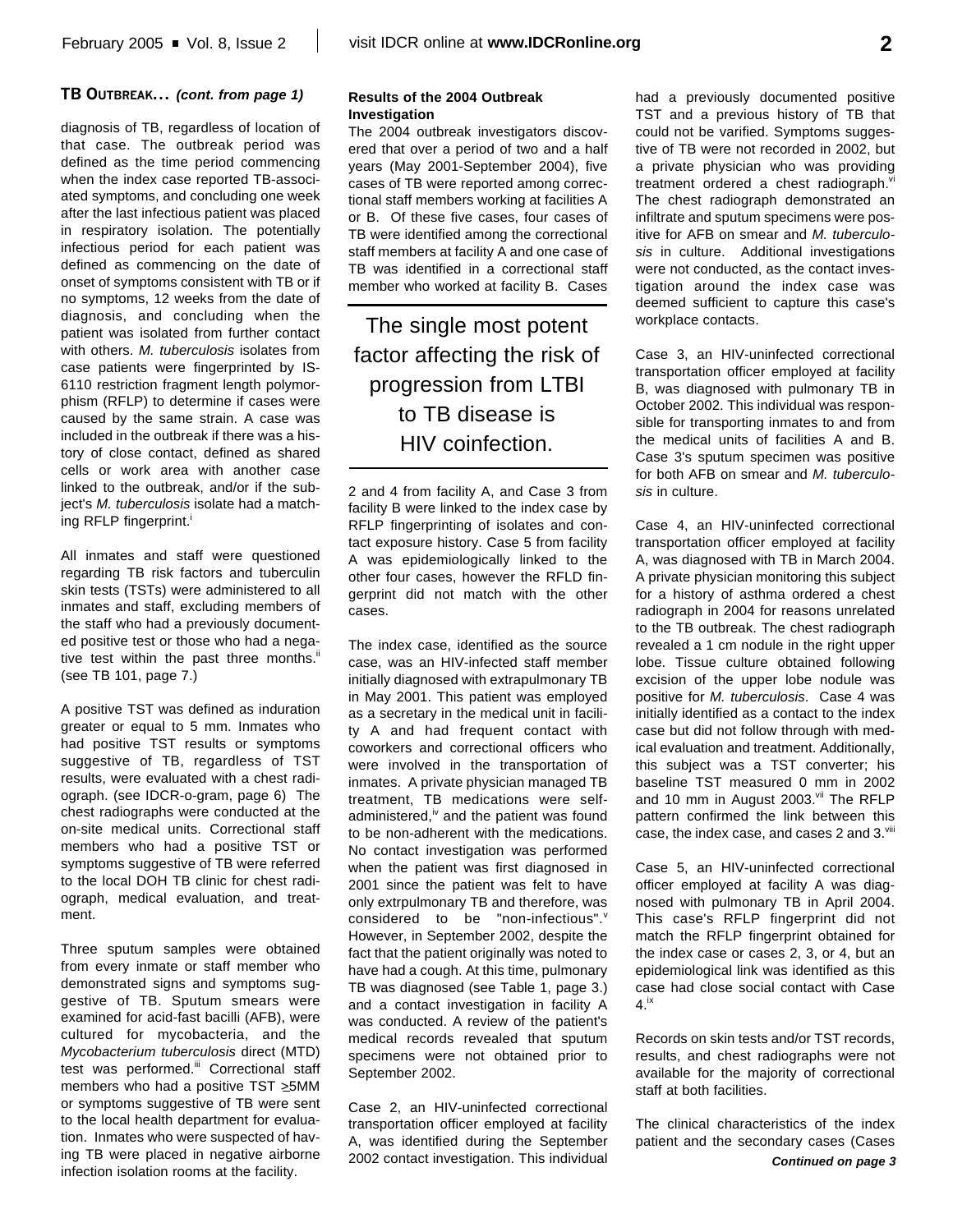### TB OUTBREAK... *(cont. from page 1)*

diagnosis of TB, regardless of location of that case. The outbreak period was defined as the time period commencing when the index case reported TB-associated symptoms, and concluding one week after the last infectious patient was placed in respiratory isolation. The potentially infectious period for each patient was defined as commencing on the date of onset of symptoms consistent with TB or if no symptoms, 12 weeks from the date of diagnosis, and concluding when the patient was isolated from further contact with others. *M. tuberculosis* isolates from case patients were fingerprinted by IS-6110 restriction fragment length polymorphism (RFLP) to determine if cases were caused by the same strain. A case was included in the outbreak if there was a history of close contact, defined as shared cells or work area with another case linked to the outbreak, and/or if the subject's *M. tuberculosis* isolate had a matching RFLP fingerprint.[i]

All inmates and staff were questioned regarding TB risk factors and tuberculin skin tests (TSTs) were administered to all inmates and staff, excluding members of the staff who had a previously documented positive test or those who had a negative test within the past three months.[ii] (see TB 101, page 7.)

A positive TST was defined as induration greater or equal to 5 mm. Inmates who had positive TST results or symptoms suggestive of TB, regardless of TST results, were evaluated with a chest radiograph. (see IDCR-o-gram, page 6) The chest radiographs were conducted at the on-site medical units. Correctional staff members who had a positive TST or symptoms suggestive of TB were referred to the local DOH TB clinic for chest radiograph, medical evaluation, and treatment.

Three sputum samples were obtained from every inmate or staff member who demonstrated signs and symptoms suggestive of TB. Sputum smears were examined for acid-fast bacilli (AFB), were cultured for mycobacteria, and the *Mycobacterium tuberculosis* direct (MTD) test was performed.[iii] Correctional staff members who had a positive TST ≥5MM or symptoms suggestive of TB were sent to the local health department for evaluation. Inmates who were suspected of having TB were placed in negative airborne infection isolation rooms at the facility.

**Results of the 2004 Outbreak Investigation**

The 2004 outbreak investigators discovered that over a period of two and a half years (May 2001-September 2004), five cases of TB were reported among correctional staff members working at facilities A or B. Of these five cases, four cases of TB were identified among the correctional staff members at facility A and one case of TB was identified in a correctional staff member who worked at facility B. Cases 2 and 4 from facility A, and Case 3 from facility B were linked to the index case by RFLP fingerprinting of isolates and contact exposure history. Case 5 from facility A was epidemiologically linked to the other four cases, however the RFLD fingerprint did not match with the other cases.

> The single most potent factor affecting the risk of progression from LTBI to TB disease is HIV coinfection.

The index case, identified as the source case, was an HIV-infected staff member initially diagnosed with extrapulmonary TB in May 2001. This patient was employed as a secretary in the medical unit in facility A and had frequent contact with coworkers and correctional officers who were involved in the transportation of inmates. A private physician managed TB treatment, TB medications were self-administered,[iv] and the patient was found to be non-adherent with the medications. No contact investigation was performed when the patient was first diagnosed in 2001 since the patient was felt to have only extrpulmonary TB and therefore, was considered to be "non-infectious".[v] However, in September 2002, despite the fact that the patient originally was noted to have had a cough. At this time, pulmonary TB was diagnosed (see Table 1, page 3.) and a contact investigation in facility A was conducted. A review of the patient's medical records revealed that sputum specimens were not obtained prior to September 2002.

Case 2, an HIV-uninfected correctional transportation officer employed at facility A, was identified during the September 2002 contact investigation. This individual had a previously documented positive TST and a previous history of TB that could not be varified. Symptoms suggestive of TB were not recorded in 2002, but a private physician who was providing treatment ordered a chest radiograph.[vi] The chest radiograph demonstrated an infiltrate and sputum specimens were positive for AFB on smear and *M. tuberculosis* in culture. Additional investigations were not conducted, as the contact investigation around the index case was deemed sufficient to capture this case's workplace contacts.

Case 3, an HIV-uninfected correctional transportation officer employed at facility B, was diagnosed with pulmonary TB in October 2002. This individual was responsible for transporting inmates to and from the medical units of facilities A and B. Case 3's sputum specimen was positive for both AFB on smear and *M. tuberculosis* in culture.

Case 4, an HIV-uninfected correctional transportation officer employed at facility A, was diagnosed with TB in March 2004. A private physician monitoring this subject for a history of asthma ordered a chest radiograph in 2004 for reasons unrelated to the TB outbreak. The chest radiograph revealed a 1 cm nodule in the right upper lobe. Tissue culture obtained following excision of the upper lobe nodule was positive for *M. tuberculosis*. Case 4 was initially identified as a contact to the index case but did not follow through with medical evaluation and treatment. Additionally, this subject was a TST converter; his baseline TST measured 0 mm in 2002 and 10 mm in August 2003.[vii] The RFLP pattern confirmed the link between this case, the index case, and cases 2 and 3.[viii]

Case 5, an HIV-uninfected correctional officer employed at facility A was diagnosed with pulmonary TB in April 2004. This case's RFLP fingerprint did not match the RFLP fingerprint obtained for the index case or cases 2, 3, or 4, but an epidemiological link was identified as this case had close social contact with Case 4.[ix]

Records on skin tests and/or TST records, results, and chest radiographs were not available for the majority of correctional staff at both facilities.

The clinical characteristics of the index patient and the secondary cases (Cases

*Continued on page 3*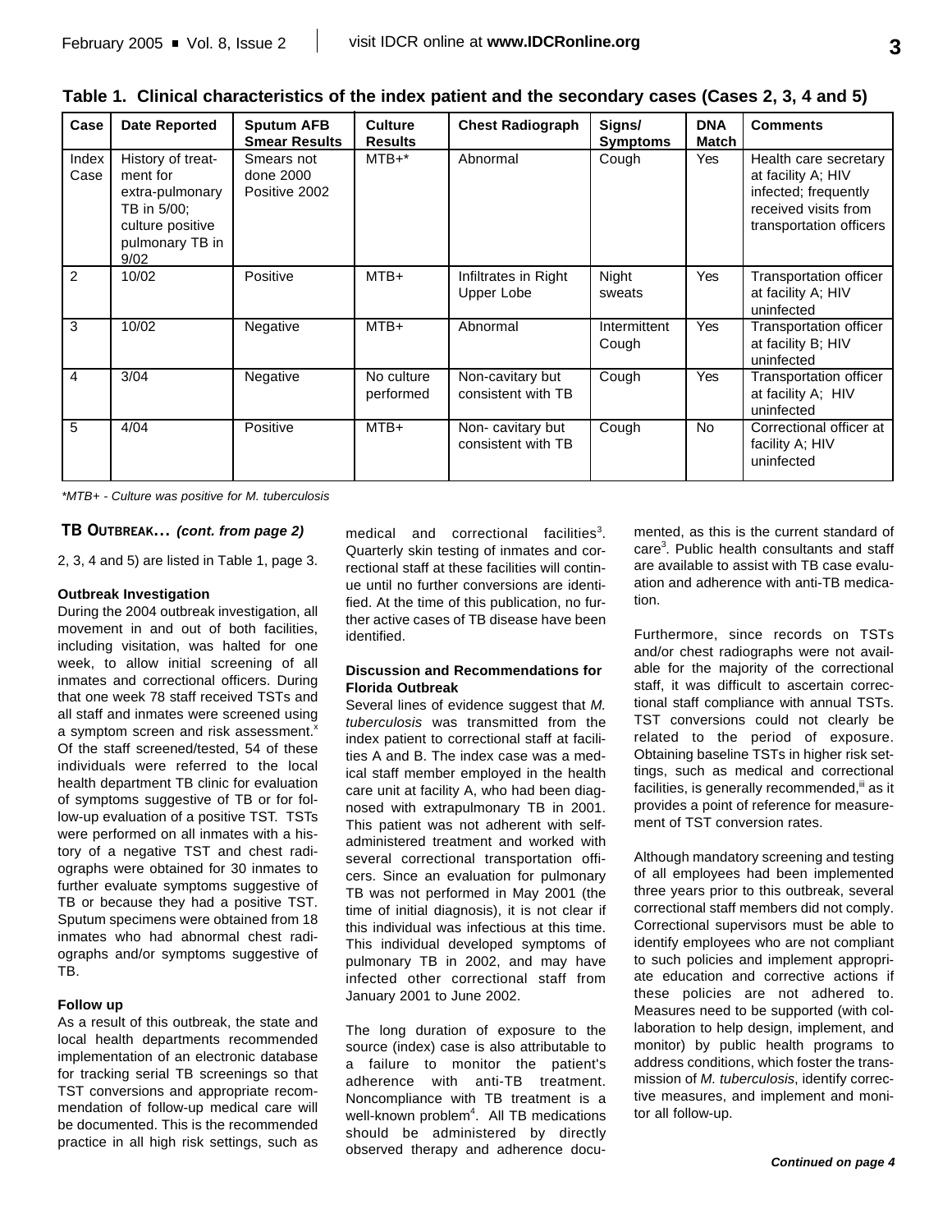**Table 1. Clinical characteristics of the index patient and the secondary cases (Cases 2, 3, 4 and 5)**

| Case | Date Reported | Sputum AFB Smear Results | Culture Results | Chest Radiograph | Signs/ Symptoms | DNA Match | Comments |
|---|---|---|---|---|---|---|---|
| Index Case | History of treatment for extra-pulmonary TB in 5/00; culture positive pulmonary TB in 9/02 | Smears not done 2000 Positive 2002 | MTB+* | Abnormal | Cough | Yes | Health care secretary at facility A; HIV infected; frequently received visits from transportation officers |
| 2 | 10/02 | Positive | MTB+ | Infiltrates in Right Upper Lobe | Night sweats | Yes | Transportation officer at facility A; HIV uninfected |
| 3 | 10/02 | Negative | MTB+ | Abnormal | Intermittent Cough | Yes | Transportation officer at facility B; HIV uninfected |
| 4 | 3/04 | Negative | No culture performed | Non-cavitary but consistent with TB | Cough | Yes | Transportation officer at facility A; HIV uninfected |
| 5 | 4/04 | Positive | MTB+ | Non- cavitary but consistent with TB | Cough | No | Correctional officer at facility A; HIV uninfected |

*\*MTB+ - Culture was positive for M. tuberculosis*

**TB OUTBREAK…** *(cont. from page 2)*

2, 3, 4 and 5) are listed in Table 1, page 3.

**Outbreak Investigation**

During the 2004 outbreak investigation, all movement in and out of both facilities, including visitation, was halted for one week, to allow initial screening of all inmates and correctional officers. During that one week 78 staff received TSTs and all staff and inmates were screened using a symptom screen and risk assessment.[x] Of the staff screened/tested, 54 of these individuals were referred to the local health department TB clinic for evaluation of symptoms suggestive of TB or for follow-up evaluation of a positive TST. TSTs were performed on all inmates with a history of a negative TST and chest radiographs were obtained for 30 inmates to further evaluate symptoms suggestive of TB or because they had a positive TST. Sputum specimens were obtained from 18 inmates who had abnormal chest radiographs and/or symptoms suggestive of TB.

**Follow up**

As a result of this outbreak, the state and local health departments recommended implementation of an electronic database for tracking serial TB screenings so that TST conversions and appropriate recommendation of follow-up medical care will be documented. This is the recommended practice in all high risk settings, such as medical and correctional facilities[3]. Quarterly skin testing of inmates and correctional staff at these facilities will continue until no further conversions are identified. At the time of this publication, no further active cases of TB disease have been identified.

**Discussion and Recommendations for Florida Outbreak**

Several lines of evidence suggest that *M. tuberculosis* was transmitted from the index patient to correctional staff at facilities A and B. The index case was a medical staff member employed in the health care unit at facility A, who had been diagnosed with extrapulmonary TB in 2001. This patient was not adherent with self-administered treatment and worked with several correctional transportation officers. Since an evaluation for pulmonary TB was not performed in May 2001 (the time of initial diagnosis), it is not clear if this individual was infectious at this time. This individual developed symptoms of pulmonary TB in 2002, and may have infected other correctional staff from January 2001 to June 2002.

The long duration of exposure to the source (index) case is also attributable to a failure to monitor the patient's adherence with anti-TB treatment. Noncompliance with TB treatment is a well-known problem[4]. All TB medications should be administered by directly observed therapy and adherence documented, as this is the current standard of care[3]. Public health consultants and staff are available to assist with TB case evaluation and adherence with anti-TB medication.

Furthermore, since records on TSTs and/or chest radiographs were not available for the majority of the correctional staff, it was difficult to ascertain correctional staff compliance with annual TSTs. TST conversions could not clearly be related to the period of exposure. Obtaining baseline TSTs in higher risk settings, such as medical and correctional facilities, is generally recommended,[iii] as it provides a point of reference for measurement of TST conversion rates.

Although mandatory screening and testing of all employees had been implemented three years prior to this outbreak, several correctional staff members did not comply. Correctional supervisors must be able to identify employees who are not compliant to such policies and implement appropriate education and corrective actions if these policies are not adhered to. Measures need to be supported (with collaboration to help design, implement, and monitor) by public health programs to address conditions, which foster the transmission of *M. tuberculosis*, identify corrective measures, and implement and monitor all follow-up.

***Continued on page 4***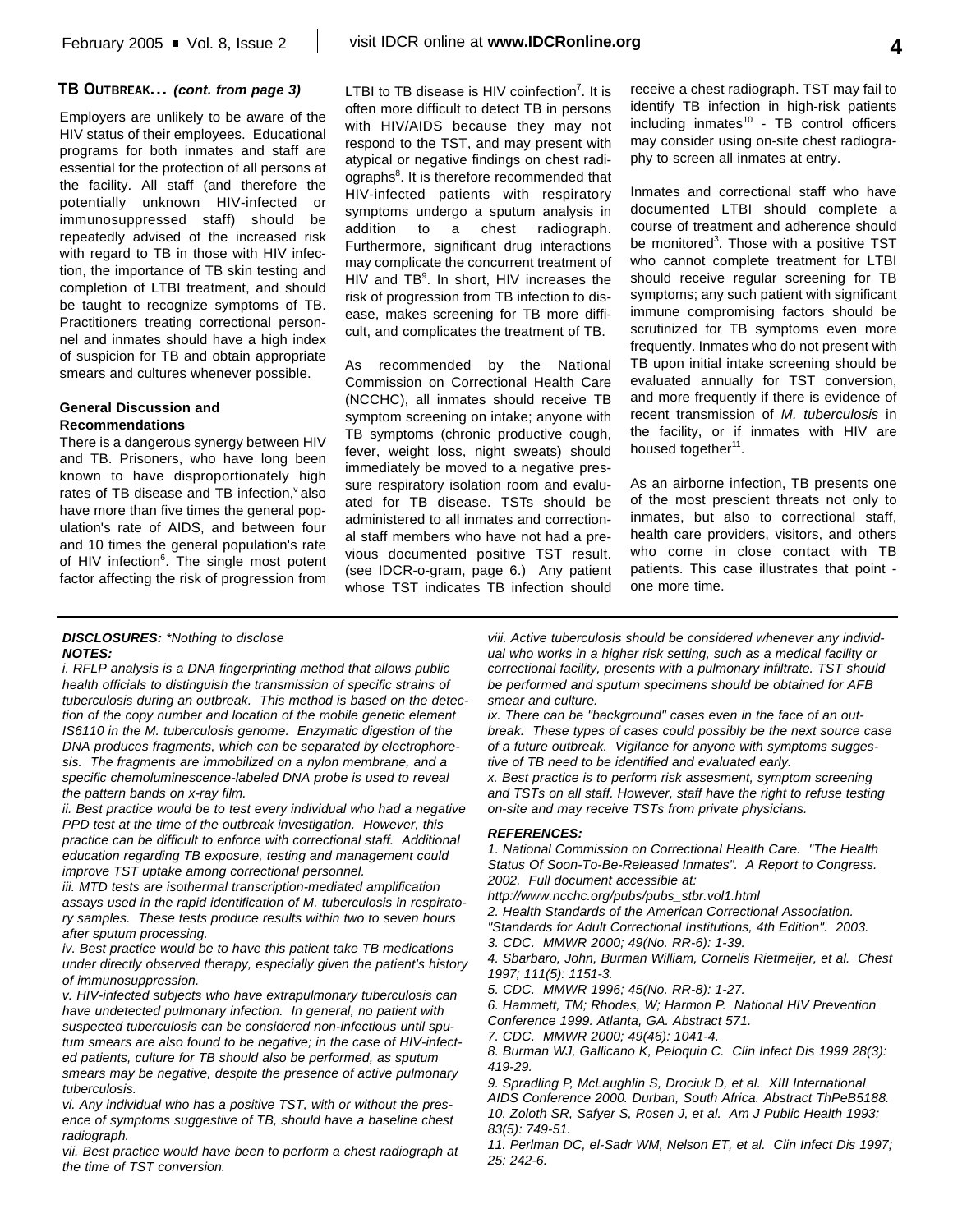**TB OUTBREAK...** ***(cont. from page 3)***

Employers are unlikely to be aware of the HIV status of their employees. Educational programs for both inmates and staff are essential for the protection of all persons at the facility. All staff (and therefore the potentially unknown HIV-infected or immunosuppressed staff) should be repeatedly advised of the increased risk with regard to TB in those with HIV infection, the importance of TB skin testing and completion of LTBI treatment, and should be taught to recognize symptoms of TB. Practitioners treating correctional personnel and inmates should have a high index of suspicion for TB and obtain appropriate smears and cultures whenever possible.

**General Discussion and Recommendations**

There is a dangerous synergy between HIV and TB. Prisoners, who have long been known to have disproportionately high rates of TB disease and TB infection,[v] also have more than five times the general population's rate of AIDS, and between four and 10 times the general population's rate of HIV infection[6]. The single most potent factor affecting the risk of progression from LTBI to TB disease is HIV coinfection[7]. It is often more difficult to detect TB in persons with HIV/AIDS because they may not respond to the TST, and may present with atypical or negative findings on chest radiographs[8]. It is therefore recommended that HIV-infected patients with respiratory symptoms undergo a sputum analysis in addition to a chest radiograph. Furthermore, significant drug interactions may complicate the concurrent treatment of HIV and TB[9]. In short, HIV increases the risk of progression from TB infection to disease, makes screening for TB more difficult, and complicates the treatment of TB.

As recommended by the National Commission on Correctional Health Care (NCCHC), all inmates should receive TB symptom screening on intake; anyone with TB symptoms (chronic productive cough, fever, weight loss, night sweats) should immediately be moved to a negative pressure respiratory isolation room and evaluated for TB disease. TSTs should be administered to all inmates and correctional staff members who have not had a previous documented positive TST result. (see IDCR-o-gram, page 6.) Any patient whose TST indicates TB infection should receive a chest radiograph. TST may fail to identify TB infection in high-risk patients including inmates[10] - TB control officers may consider using on-site chest radiography to screen all inmates at entry.

Inmates and correctional staff who have documented LTBI should complete a course of treatment and adherence should be monitored[3]. Those with a positive TST who cannot complete treatment for LTBI should receive regular screening for TB symptoms; any such patient with significant immune compromising factors should be scrutinized for TB symptoms even more frequently. Inmates who do not present with TB upon initial intake screening should be evaluated annually for TST conversion, and more frequently if there is evidence of recent transmission of *M. tuberculosis* in the facility, or if inmates with HIV are housed together[11].

As an airborne infection, TB presents one of the most prescient threats not only to inmates, but also to correctional staff, health care providers, visitors, and others who come in close contact with TB patients. This case illustrates that point - one more time.

---

***DISCLOSURES:*** *\*Nothing to disclose*

***NOTES:***

*i. RFLP analysis is a DNA fingerprinting method that allows public health officials to distinguish the transmission of specific strains of tuberculosis during an outbreak. This method is based on the detection of the copy number and location of the mobile genetic element IS6110 in the M. tuberculosis genome. Enzymatic digestion of the DNA produces fragments, which can be separated by electrophoresis. The fragments are immobilized on a nylon membrane, and a specific chemoluminescence-labeled DNA probe is used to reveal the pattern bands on x-ray film.*

*ii. Best practice would be to test every individual who had a negative PPD test at the time of the outbreak investigation. However, this practice can be difficult to enforce with correctional staff. Additional education regarding TB exposure, testing and management could improve TST uptake among correctional personnel.*

*iii. MTD tests are isothermal transcription-mediated amplification assays used in the rapid identification of M. tuberculosis in respiratory samples. These tests produce results within two to seven hours after sputum processing.*

*iv. Best practice would be to have this patient take TB medications under directly observed therapy, especially given the patient's history of immunosuppression.*

*v. HIV-infected subjects who have extrapulmonary tuberculosis can have undetected pulmonary infection. In general, no patient with suspected tuberculosis can be considered non-infectious until sputum smears are also found to be negative; in the case of HIV-infected patients, culture for TB should also be performed, as sputum smears may be negative, despite the presence of active pulmonary tuberculosis.*

*vi. Any individual who has a positive TST, with or without the presence of symptoms suggestive of TB, should have a baseline chest radiograph.*

*vii. Best practice would have been to perform a chest radiograph at the time of TST conversion.*

*viii. Active tuberculosis should be considered whenever any individual who works in a higher risk setting, such as a medical facility or correctional facility, presents with a pulmonary infiltrate. TST should be performed and sputum specimens should be obtained for AFB smear and culture.*

*ix. There can be "background" cases even in the face of an outbreak. These types of cases could possibly be the next source case of a future outbreak. Vigilance for anyone with symptoms suggestive of TB need to be identified and evaluated early.*

*x. Best practice is to perform risk assesment, symptom screening and TSTs on all staff. However, staff have the right to refuse testing on-site and may receive TSTs from private physicians.*

***REFERENCES:***

*1. National Commission on Correctional Health Care. "The Health Status Of Soon-To-Be-Released Inmates". A Report to Congress. 2002. Full document accessible at: http://www.ncchc.org/pubs/pubs_stbr.vol1.html*

*2. Health Standards of the American Correctional Association. "Standards for Adult Correctional Institutions, 4th Edition". 2003.*

*3. CDC. MMWR 2000; 49(No. RR-6): 1-39.*

*4. Sbarbaro, John, Burman William, Cornelis Rietmeijer, et al. Chest 1997; 111(5): 1151-3.*

*5. CDC. MMWR 1996; 45(No. RR-8): 1-27.*

*6. Hammett, TM; Rhodes, W; Harmon P. National HIV Prevention Conference 1999. Atlanta, GA. Abstract 571.*

*7. CDC. MMWR 2000; 49(46): 1041-4.*

*8. Burman WJ, Gallicano K, Peloquin C. Clin Infect Dis 1999 28(3): 419-29.*

*9. Spradling P, McLaughlin S, Drociuk D, et al. XIII International AIDS Conference 2000. Durban, South Africa. Abstract ThPeB5188.*

*10. Zoloth SR, Safyer S, Rosen J, et al. Am J Public Health 1993; 83(5): 749-51.*

*11. Perlman DC, el-Sadr WM, Nelson ET, et al. Clin Infect Dis 1997; 25: 242-6.*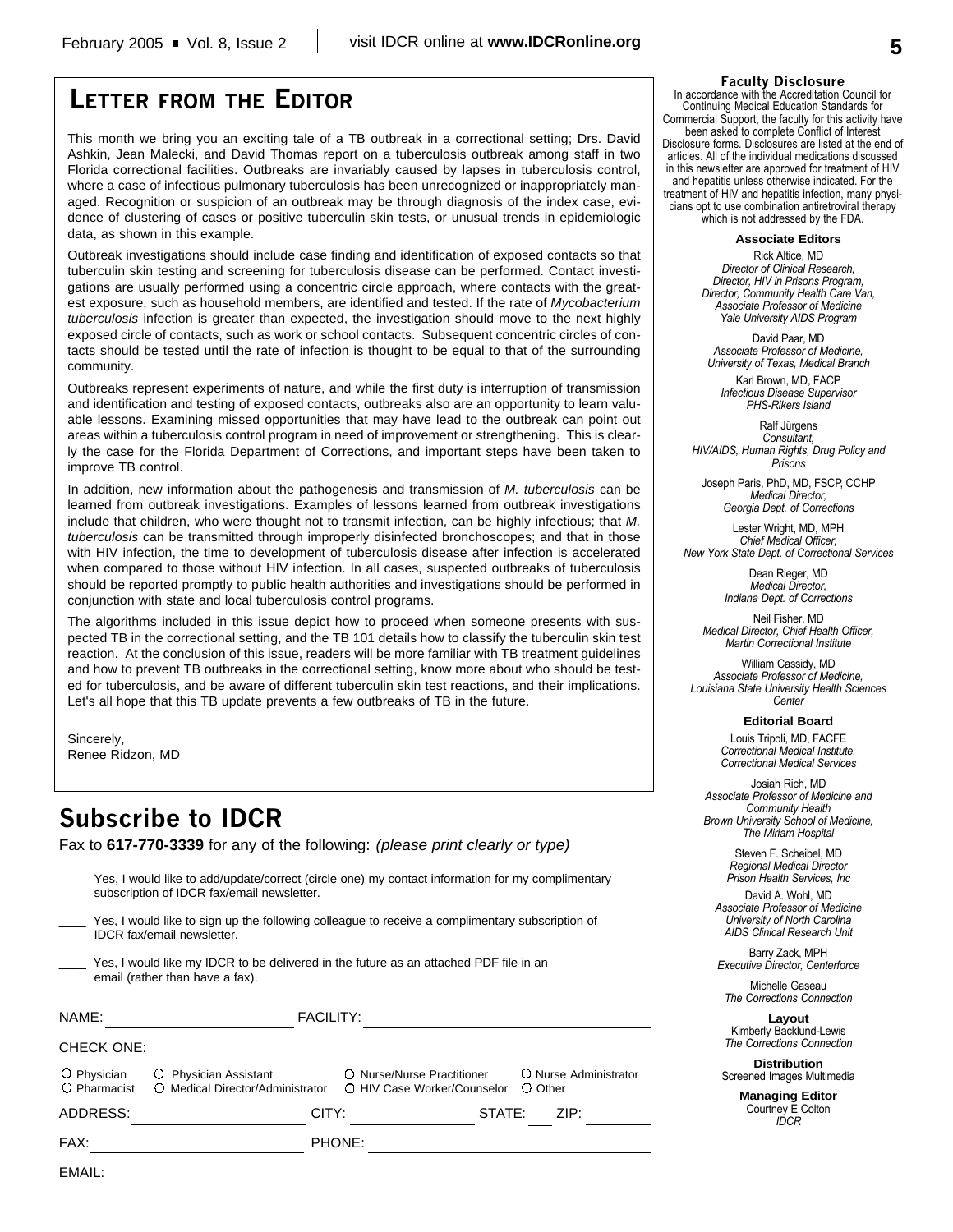# LETTER FROM THE EDITOR

This month we bring you an exciting tale of a TB outbreak in a correctional setting; Drs. David Ashkin, Jean Malecki, and David Thomas report on a tuberculosis outbreak among staff in two Florida correctional facilities. Outbreaks are invariably caused by lapses in tuberculosis control, where a case of infectious pulmonary tuberculosis has been unrecognized or inappropriately managed. Recognition or suspicion of an outbreak may be through diagnosis of the index case, evidence of clustering of cases or positive tuberculin skin tests, or unusual trends in epidemiologic data, as shown in this example.

Outbreak investigations should include case finding and identification of exposed contacts so that tuberculin skin testing and screening for tuberculosis disease can be performed. Contact investigations are usually performed using a concentric circle approach, where contacts with the greatest exposure, such as household members, are identified and tested. If the rate of *Mycobacterium tuberculosis* infection is greater than expected, the investigation should move to the next highly exposed circle of contacts, such as work or school contacts. Subsequent concentric circles of contacts should be tested until the rate of infection is thought to be equal to that of the surrounding community.

Outbreaks represent experiments of nature, and while the first duty is interruption of transmission and identification and testing of exposed contacts, outbreaks also are an opportunity to learn valuable lessons. Examining missed opportunities that may have lead to the outbreak can point out areas within a tuberculosis control program in need of improvement or strengthening. This is clearly the case for the Florida Department of Corrections, and important steps have been taken to improve TB control.

In addition, new information about the pathogenesis and transmission of *M. tuberculosis* can be learned from outbreak investigations. Examples of lessons learned from outbreak investigations include that children, who were thought not to transmit infection, can be highly infectious; that *M. tuberculosis* can be transmitted through improperly disinfected bronchoscopes; and that in those with HIV infection, the time to development of tuberculosis disease after infection is accelerated when compared to those without HIV infection. In all cases, suspected outbreaks of tuberculosis should be reported promptly to public health authorities and investigations should be performed in conjunction with state and local tuberculosis control programs.

The algorithms included in this issue depict how to proceed when someone presents with suspected TB in the correctional setting, and the TB 101 details how to classify the tuberculin skin test reaction. At the conclusion of this issue, readers will be more familiar with TB treatment guidelines and how to prevent TB outbreaks in the correctional setting, know more about who should be tested for tuberculosis, and be aware of different tuberculin skin test reactions, and their implications. Let's all hope that this TB update prevents a few outbreaks of TB in the future.

Sincerely,
Renee Ridzon, MD

# Subscribe to IDCR

Fax to **617-770-3339** for any of the following: *(please print clearly or type)*

____ Yes, I would like to add/update/correct (circle one) my contact information for my complimentary subscription of IDCR fax/email newsletter.

____ Yes, I would like to sign up the following colleague to receive a complimentary subscription of IDCR fax/email newsletter.

____ Yes, I would like my IDCR to be delivered in the future as an attached PDF file in an email (rather than have a fax).

NAME: ____________________ FACILITY: ____________________

CHECK ONE:

○ Physician ○ Physician Assistant ○ Nurse/Nurse Practitioner ○ Nurse Administrator
○ Pharmacist ○ Medical Director/Administrator ○ HIV Case Worker/Counselor ○ Other

ADDRESS: ____________________ CITY: ____________________ STATE: ____ ZIP: ________

FAX: ____________________ PHONE: ____________________

EMAIL: ____________________

### Faculty Disclosure

In accordance with the Accreditation Council for Continuing Medical Education Standards for Commercial Support, the faculty for this activity have been asked to complete Conflict of Interest Disclosure forms. Disclosures are listed at the end of articles. All of the individual medications discussed in this newsletter are approved for treatment of HIV and hepatitis unless otherwise indicated. For the treatment of HIV and hepatitis infection, many physicians opt to use combination antiretroviral therapy which is not addressed by the FDA.

**Associate Editors**

Rick Altice, MD
*Director of Clinical Research, Director, HIV in Prisons Program, Director, Community Health Care Van, Associate Professor of Medicine Yale University AIDS Program*

David Paar, MD
*Associate Professor of Medicine, University of Texas, Medical Branch*

Karl Brown, MD, FACP
*Infectious Disease Supervisor PHS-Rikers Island*

Ralf Jürgens
*Consultant, HIV/AIDS, Human Rights, Drug Policy and Prisons*

Joseph Paris, PhD, MD, FSCP, CCHP
*Medical Director, Georgia Dept. of Corrections*

Lester Wright, MD, MPH
*Chief Medical Officer, New York State Dept. of Correctional Services*

Dean Rieger, MD
*Medical Director, Indiana Dept. of Corrections*

Neil Fisher, MD
*Medical Director, Chief Health Officer, Martin Correctional Institute*

William Cassidy, MD
*Associate Professor of Medicine, Louisiana State University Health Sciences Center*

**Editorial Board**

Louis Tripoli, MD, FACFE
*Correctional Medical Institute, Correctional Medical Services*

Josiah Rich, MD
*Associate Professor of Medicine and Community Health Brown University School of Medicine, The Miriam Hospital*

Steven F. Scheibel, MD
*Regional Medical Director Prison Health Services, Inc*

David A. Wohl, MD
*Associate Professor of Medicine University of North Carolina AIDS Clinical Research Unit*

Barry Zack, MPH
*Executive Director, Centerforce*

Michelle Gaseau
*The Corrections Connection*

**Layout**
Kimberly Backlund-Lewis
*The Corrections Connection*

**Distribution**
Screened Images Multimedia

**Managing Editor**
Courtney E Colton
*IDCR*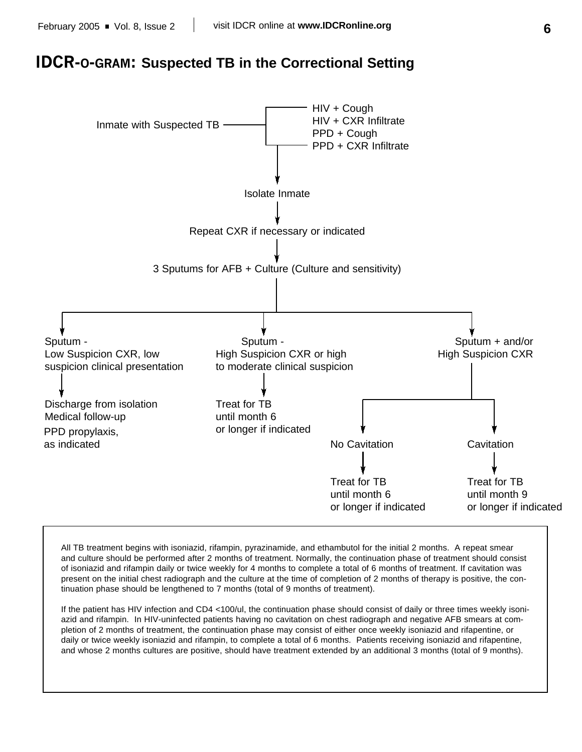# IDCR-O-GRAM: Suspected TB in the Correctional Setting

Inmate with Suspected TB

- HIV + Cough
- HIV + CXR Infiltrate
- PPD + Cough
- PPD + CXR Infiltrate

↓

Isolate Inmate

↓

Repeat CXR if necessary or indicated

↓

3 Sputums for AFB + Culture (Culture and sensitivity)

↓

**Sputum - Low Suspicion CXR, low suspicion clinical presentation**
→ Discharge from isolation
Medical follow-up
PPD propylaxis, as indicated

**Sputum - High Suspicion CXR or high to moderate clinical suspicion**
→ Treat for TB until month 6 or longer if indicated

**Sputum + and/or High Suspicion CXR**
- No Cavitation → Treat for TB until month 6 or longer if indicated
- Cavitation → Treat for TB until month 9 or longer if indicated

All TB treatment begins with isoniazid, rifampin, pyrazinamide, and ethambutol for the initial 2 months. A repeat smear and culture should be performed after 2 months of treatment. Normally, the continuation phase of treatment should consist of isoniazid and rifampin daily or twice weekly for 4 months to complete a total of 6 months of treatment. If cavitation was present on the initial chest radiograph and the culture at the time of completion of 2 months of therapy is positive, the continuation phase should be lengthened to 7 months (total of 9 months of treatment).

If the patient has HIV infection and CD4 <100/ul, the continuation phase should consist of daily or three times weekly isoniazid and rifampin. In HIV-uninfected patients having no cavitation on chest radiograph and negative AFB smears at completion of 2 months of treatment, the continuation phase may consist of either once weekly isoniazid and rifapentine, or daily or twice weekly isoniazid and rifampin, to complete a total of 6 months. Patients receiving isoniazid and rifapentine, and whose 2 months cultures are positive, should have treatment extended by an additional 3 months (total of 9 months).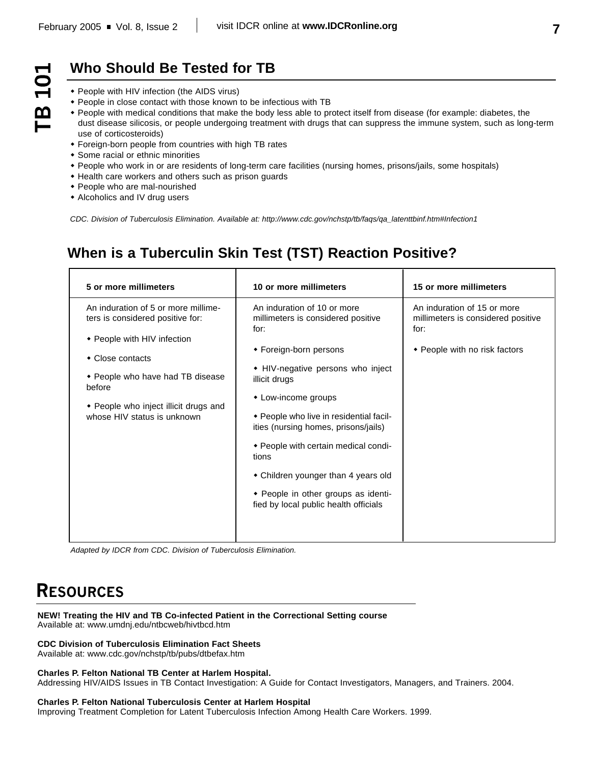TB 101

## Who Should Be Tested for TB

- People with HIV infection (the AIDS virus)
- People in close contact with those known to be infectious with TB
- People with medical conditions that make the body less able to protect itself from disease (for example: diabetes, the dust disease silicosis, or people undergoing treatment with drugs that can suppress the immune system, such as long-term use of corticosteroids)
- Foreign-born people from countries with high TB rates
- Some racial or ethnic minorities
- People who work in or are residents of long-term care facilities (nursing homes, prisons/jails, some hospitals)
- Health care workers and others such as prison guards
- People who are mal-nourished
- Alcoholics and IV drug users

*CDC. Division of Tuberculosis Elimination. Available at: http://www.cdc.gov/nchstp/tb/faqs/qa_latenttbinf.htm#Infection1*

## When is a Tuberculin Skin Test (TST) Reaction Positive?

| 5 or more millimeters | 10 or more millimeters | 15 or more millimeters |
|---|---|---|
| An induration of 5 or more millimeters is considered positive for:<br><br>• People with HIV infection<br><br>• Close contacts<br><br>• People who have had TB disease before<br><br>• People who inject illicit drugs and whose HIV status is unknown | An induration of 10 or more millimeters is considered positive for:<br><br>• Foreign-born persons<br><br>• HIV-negative persons who inject illicit drugs<br><br>• Low-income groups<br><br>• People who live in residential facilities (nursing homes, prisons/jails)<br><br>• People with certain medical conditions<br><br>• Children younger than 4 years old<br><br>• People in other groups as identified by local public health officials | An induration of 15 or more millimeters is considered positive for:<br><br>• People with no risk factors |

*Adapted by IDCR from CDC. Division of Tuberculosis Elimination.*

# Resources

**NEW! Treating the HIV and TB Co-infected Patient in the Correctional Setting course**
Available at: www.umdnj.edu/ntbcweb/hivtbcd.htm

**CDC Division of Tuberculosis Elimination Fact Sheets**
Available at: www.cdc.gov/nchstp/tb/pubs/dtbefax.htm

**Charles P. Felton National TB Center at Harlem Hospital.**
Addressing HIV/AIDS Issues in TB Contact Investigation: A Guide for Contact Investigators, Managers, and Trainers. 2004.

**Charles P. Felton National Tuberculosis Center at Harlem Hospital**
Improving Treatment Completion for Latent Tuberculosis Infection Among Health Care Workers. 1999.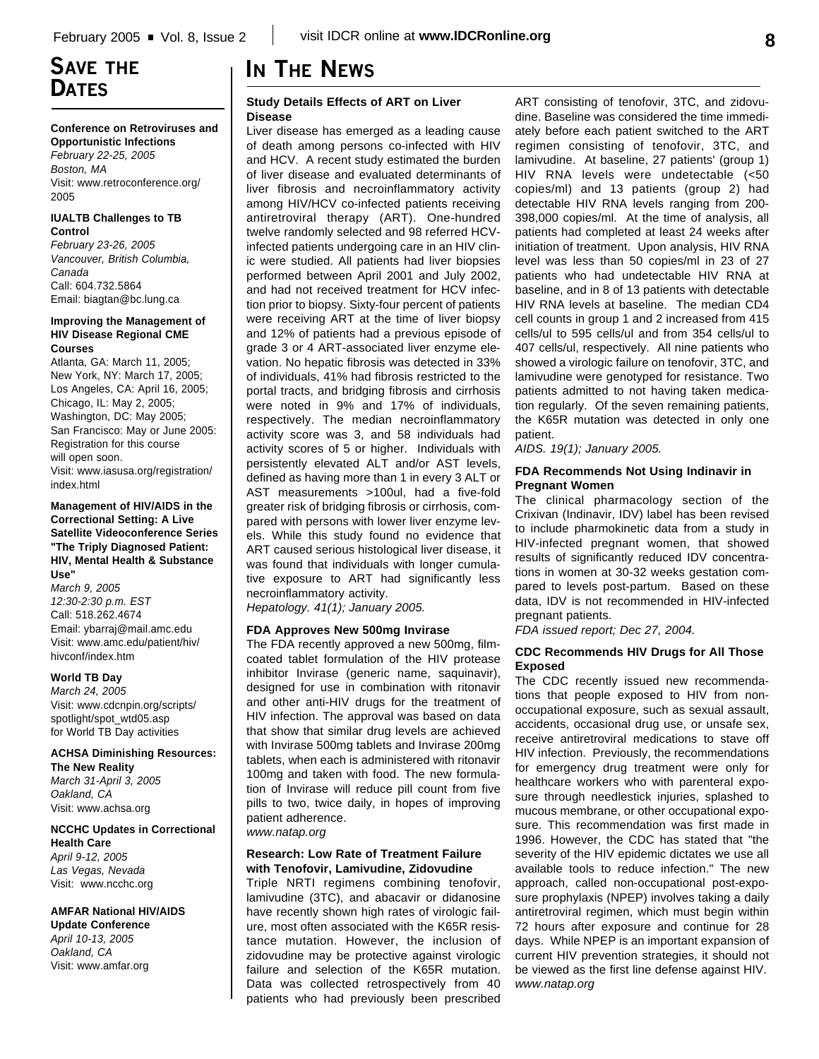## Save the Dates

**Conference on Retroviruses and Opportunistic Infections**
*February 22-25, 2005*
*Boston, MA*
Visit: www.retroconference.org/2005

**IUALTB Challenges to TB Control**
*February 23-26, 2005*
*Vancouver, British Columbia, Canada*
Call: 604.732.5864
Email: biagtan@bc.lung.ca

**Improving the Management of HIV Disease Regional CME Courses**
Atlanta, GA: March 11, 2005;
New York, NY: March 17, 2005;
Los Angeles, CA: April 16, 2005;
Chicago, IL: May 2, 2005;
Washington, DC: May 2005;
San Francisco: May or June 2005: Registration for this course will open soon.
Visit: www.iasusa.org/registration/index.html

**Management of HIV/AIDS in the Correctional Setting: A Live Satellite Videoconference Series "The Triply Diagnosed Patient: HIV, Mental Health & Substance Use"**
*March 9, 2005*
*12:30-2:30 p.m. EST*
Call: 518.262.4674
Email: ybarraj@mail.amc.edu
Visit: www.amc.edu/patient/hiv/hivconf/index.htm

**World TB Day**
*March 24, 2005*
Visit: www.cdcnpin.org/scripts/spotlight/spot_wtd05.asp for World TB Day activities

**ACHSA Diminishing Resources: The New Reality**
*March 31-April 3, 2005*
*Oakland, CA*
Visit: www.achsa.org

**NCCHC Updates in Correctional Health Care**
*April 9-12, 2005*
*Las Vegas, Nevada*
Visit: www.ncchc.org

**AMFAR National HIV/AIDS Update Conference**
*April 10-13, 2005*
*Oakland, CA*
Visit: www.amfar.org

## In The News

### Study Details Effects of ART on Liver Disease

Liver disease has emerged as a leading cause of death among persons co-infected with HIV and HCV. A recent study estimated the burden of liver disease and evaluated determinants of liver fibrosis and necroinflammatory activity among HIV/HCV co-infected patients receiving antiretroviral therapy (ART). One-hundred twelve randomly selected and 98 referred HCV-infected patients undergoing care in an HIV clinic were studied. All patients had liver biopsies performed between April 2001 and July 2002, and had not received treatment for HCV infection prior to biopsy. Sixty-four percent of patients were receiving ART at the time of liver biopsy and 12% of patients had a previous episode of grade 3 or 4 ART-associated liver enzyme elevation. No hepatic fibrosis was detected in 33% of individuals, 41% had fibrosis restricted to the portal tracts, and bridging fibrosis and cirrhosis were noted in 9% and 17% of individuals, respectively. The median necroinflammatory activity score was 3, and 58 individuals had activity scores of 5 or higher. Individuals with persistently elevated ALT and/or AST levels, defined as having more than 1 in every 3 ALT or AST measurements >100ul, had a five-fold greater risk of bridging fibrosis or cirrhosis, compared with persons with lower liver enzyme levels. While this study found no evidence that ART caused serious histological liver disease, it was found that individuals with longer cumulative exposure to ART had significantly less necroinflammatory activity.
*Hepatology. 41(1); January 2005.*

### FDA Approves New 500mg Invirase

The FDA recently approved a new 500mg, film-coated tablet formulation of the HIV protease inhibitor Invirase (generic name, saquinavir), designed for use in combination with ritonavir and other anti-HIV drugs for the treatment of HIV infection. The approval was based on data that show that similar drug levels are achieved with Invirase 500mg tablets and Invirase 200mg tablets, when each is administered with ritonavir 100mg and taken with food. The new formulation of Invirase will reduce pill count from five pills to two, twice daily, in hopes of improving patient adherence.
*www.natap.org*

### Research: Low Rate of Treatment Failure with Tenofovir, Lamivudine, Zidovudine

Triple NRTI regimens combining tenofovir, lamivudine (3TC), and abacavir or didanosine have recently shown high rates of virologic failure, most often associated with the K65R resistance mutation. However, the inclusion of zidovudine may be protective against virologic failure and selection of the K65R mutation. Data was collected retrospectively from 40 patients who had previously been prescribed ART consisting of tenofovir, 3TC, and zidovudine. Baseline was considered the time immediately before each patient switched to the ART regimen consisting of tenofovir, 3TC, and lamivudine. At baseline, 27 patients' (group 1) HIV RNA levels were undetectable (<50 copies/ml) and 13 patients (group 2) had detectable HIV RNA levels ranging from 200-398,000 copies/ml. At the time of analysis, all patients had completed at least 24 weeks after initiation of treatment. Upon analysis, HIV RNA level was less than 50 copies/ml in 23 of 27 patients who had undetectable HIV RNA at baseline, and in 8 of 13 patients with detectable HIV RNA levels at baseline. The median CD4 cell counts in group 1 and 2 increased from 415 cells/ul to 595 cells/ul and from 354 cells/ul to 407 cells/ul, respectively. All nine patients who showed a virologic failure on tenofovir, 3TC, and lamivudine were genotyped for resistance. Two patients admitted to not having taken medication regularly. Of the seven remaining patients, the K65R mutation was detected in only one patient.
*AIDS. 19(1); January 2005.*

### FDA Recommends Not Using Indinavir in Pregnant Women

The clinical pharmacology section of the Crixivan (Indinavir, IDV) label has been revised to include pharmokinetic data from a study in HIV-infected pregnant women, that showed results of significantly reduced IDV concentrations in women at 30-32 weeks gestation compared to levels post-partum. Based on these data, IDV is not recommended in HIV-infected pregnant patients.
*FDA issued report; Dec 27, 2004.*

### CDC Recommends HIV Drugs for All Those Exposed

The CDC recently issued new recommendations that people exposed to HIV from non-occupational exposure, such as sexual assault, accidents, occasional drug use, or unsafe sex, receive antiretroviral medications to stave off HIV infection. Previously, the recommendations for emergency drug treatment were only for healthcare workers who with parenteral exposure through needlestick injuries, splashed to mucous membrane, or other occupational exposure. This recommendation was first made in 1996. However, the CDC has stated that "the severity of the HIV epidemic dictates we use all available tools to reduce infection." The new approach, called non-occupational post-exposure prophylaxis (NPEP) involves taking a daily antiretroviral regimen, which must begin within 72 hours after exposure and continue for 28 days. While NPEP is an important expansion of current HIV prevention strategies, it should not be viewed as the first line defense against HIV.
*www.natap.org*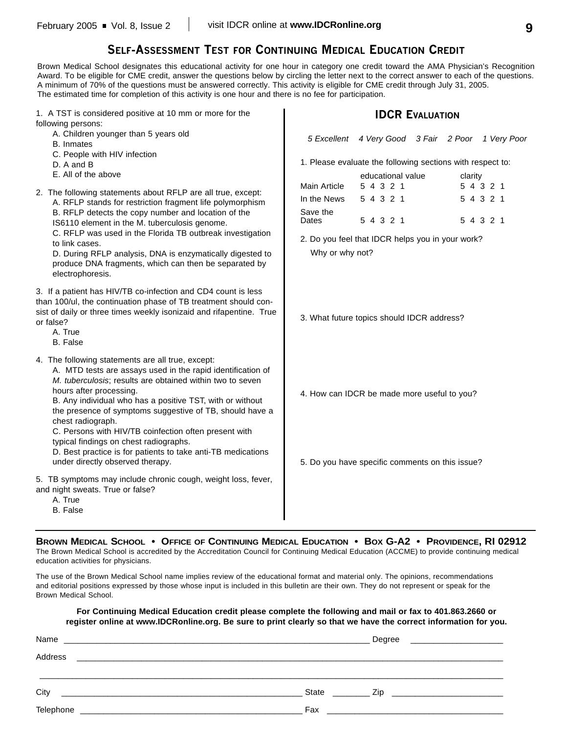# Self-Assessment Test for Continuing Medical Education Credit

Brown Medical School designates this educational activity for one hour in category one credit toward the AMA Physician's Recognition Award. To be eligible for CME credit, answer the questions below by circling the letter next to the correct answer to each of the questions. A minimum of 70% of the questions must be answered correctly. This activity is eligible for CME credit through July 31, 2005.
The estimated time for completion of this activity is one hour and there is no fee for participation.

1. A TST is considered positive at 10 mm or more for the following persons:
   - A. Children younger than 5 years old
   - B. Inmates
   - C. People with HIV infection
   - D. A and B
   - E. All of the above

2. The following statements about RFLP are all true, except:
   - A. RFLP stands for restriction fragment life polymorphism
   - B. RFLP detects the copy number and location of the IS6110 element in the M. tuberculosis genome.
   - C. RFLP was used in the Florida TB outbreak investigation to link cases.
   - D. During RFLP analysis, DNA is enzymatically digested to produce DNA fragments, which can then be separated by electrophoresis.

3. If a patient has HIV/TB co-infection and CD4 count is less than 100/ul, the continuation phase of TB treatment should consist of daily or three times weekly isonizaid and rifapentine. True or false?
   - A. True
   - B. False

4. The following statements are all true, except:
   - A. MTD tests are assays used in the rapid identification of *M. tuberculosis*; results are obtained within two to seven hours after processing.
   - B. Any individual who has a positive TST, with or without the presence of symptoms suggestive of TB, should have a chest radiograph.
   - C. Persons with HIV/TB coinfection often present with typical findings on chest radiographs.
   - D. Best practice is for patients to take anti-TB medications under directly observed therapy.

5. TB symptoms may include chronic cough, weight loss, fever, and night sweats. True or false?
   - A. True
   - B. False

## IDCR Evaluation

*5 Excellent   4 Very Good   3 Fair   2 Poor   1 Very Poor*

1. Please evaluate the following sections with respect to:

| | educational value | clarity |
|---|---|---|
| Main Article | 5 4 3 2 1 | 5 4 3 2 1 |
| In the News | 5 4 3 2 1 | 5 4 3 2 1 |
| Save the Dates | 5 4 3 2 1 | 5 4 3 2 1 |

2. Do you feel that IDCR helps you in your work?
   Why or why not?

3. What future topics should IDCR address?

4. How can IDCR be made more useful to you?

5. Do you have specific comments on this issue?

---

**Brown Medical School • Office of Continuing Medical Education • Box G-A2 • Providence, RI 02912**

The Brown Medical School is accredited by the Accreditation Council for Continuing Medical Education (ACCME) to provide continuing medical education activities for physicians.

The use of the Brown Medical School name implies review of the educational format and material only. The opinions, recommendations and editorial positions expressed by those whose input is included in this bulletin are their own. They do not represent or speak for the Brown Medical School.

**For Continuing Medical Education credit please complete the following and mail or fax to 401.863.2660 or register online at www.IDCRonline.org. Be sure to print clearly so that we have the correct information for you.**

Name ______________________________ Degree ______________

Address ______________________________________________

______________________________________________________

City ______________________ State ________ Zip ______________

Telephone ______________________ Fax ______________________